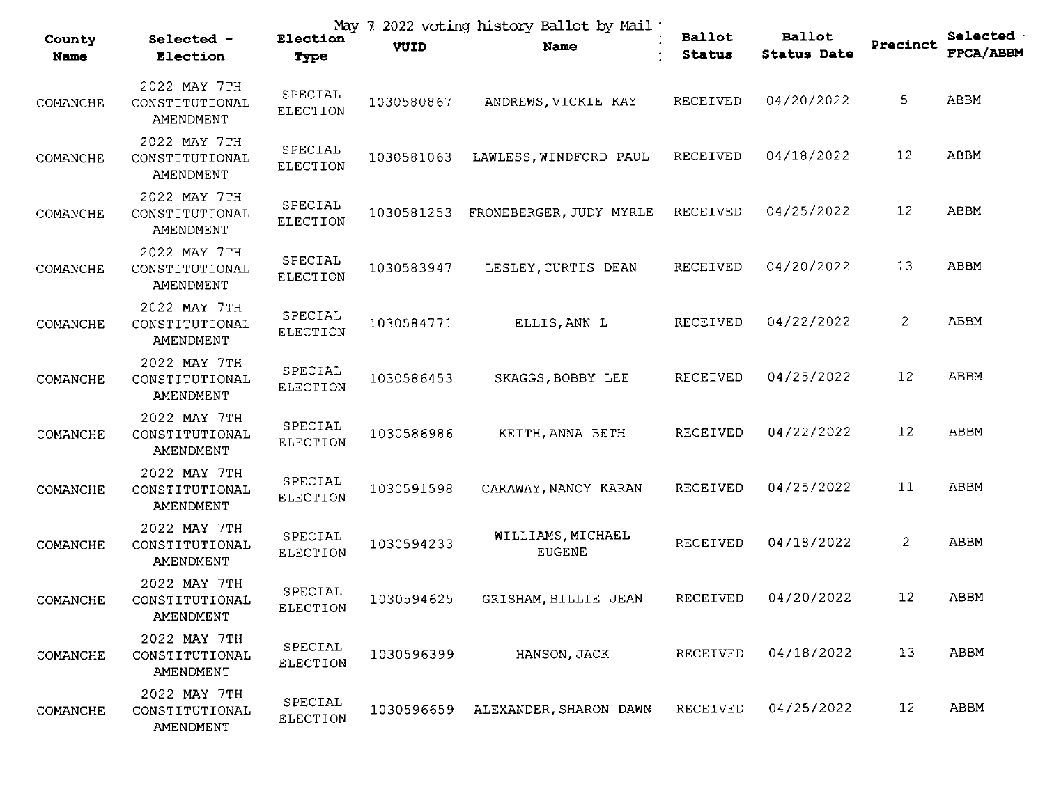May 7 2022 voting history Ballot by Mail

| County Name | Selected - Election | Election Type | VUID | Name | Ballot Status | Ballot Status Date | Precinct | Selected FPCA/ABBM |
|---|---|---|---|---|---|---|---|---|
| COMANCHE | 2022 MAY 7TH CONSTITUTIONAL AMENDMENT | SPECIAL ELECTION | 1030580867 | ANDREWS,VICKIE KAY | RECEIVED | 04/20/2022 | 5 | ABBM |
| COMANCHE | 2022 MAY 7TH CONSTITUTIONAL AMENDMENT | SPECIAL ELECTION | 1030581063 | LAWLESS,WINDFORD PAUL | RECEIVED | 04/18/2022 | 12 | ABBM |
| COMANCHE | 2022 MAY 7TH CONSTITUTIONAL AMENDMENT | SPECIAL ELECTION | 1030581253 | FRONEBERGER,JUDY MYRLE | RECEIVED | 04/25/2022 | 12 | ABBM |
| COMANCHE | 2022 MAY 7TH CONSTITUTIONAL AMENDMENT | SPECIAL ELECTION | 1030583947 | LESLEY,CURTIS DEAN | RECEIVED | 04/20/2022 | 13 | ABBM |
| COMANCHE | 2022 MAY 7TH CONSTITUTIONAL AMENDMENT | SPECIAL ELECTION | 1030584771 | ELLIS,ANN L | RECEIVED | 04/22/2022 | 2 | ABBM |
| COMANCHE | 2022 MAY 7TH CONSTITUTIONAL AMENDMENT | SPECIAL ELECTION | 1030586453 | SKAGGS,BOBBY LEE | RECEIVED | 04/25/2022 | 12 | ABBM |
| COMANCHE | 2022 MAY 7TH CONSTITUTIONAL AMENDMENT | SPECIAL ELECTION | 1030586986 | KEITH,ANNA BETH | RECEIVED | 04/22/2022 | 12 | ABBM |
| COMANCHE | 2022 MAY 7TH CONSTITUTIONAL AMENDMENT | SPECIAL ELECTION | 1030591598 | CARAWAY,NANCY KARAN | RECEIVED | 04/25/2022 | 11 | ABBM |
| COMANCHE | 2022 MAY 7TH CONSTITUTIONAL AMENDMENT | SPECIAL ELECTION | 1030594233 | WILLIAMS,MICHAEL EUGENE | RECEIVED | 04/18/2022 | 2 | ABBM |
| COMANCHE | 2022 MAY 7TH CONSTITUTIONAL AMENDMENT | SPECIAL ELECTION | 1030594625 | GRISHAM,BILLIE JEAN | RECEIVED | 04/20/2022 | 12 | ABBM |
| COMANCHE | 2022 MAY 7TH CONSTITUTIONAL AMENDMENT | SPECIAL ELECTION | 1030596399 | HANSON,JACK | RECEIVED | 04/18/2022 | 13 | ABBM |
| COMANCHE | 2022 MAY 7TH CONSTITUTIONAL AMENDMENT | SPECIAL ELECTION | 1030596659 | ALEXANDER,SHARON DAWN | RECEIVED | 04/25/2022 | 12 | ABBM |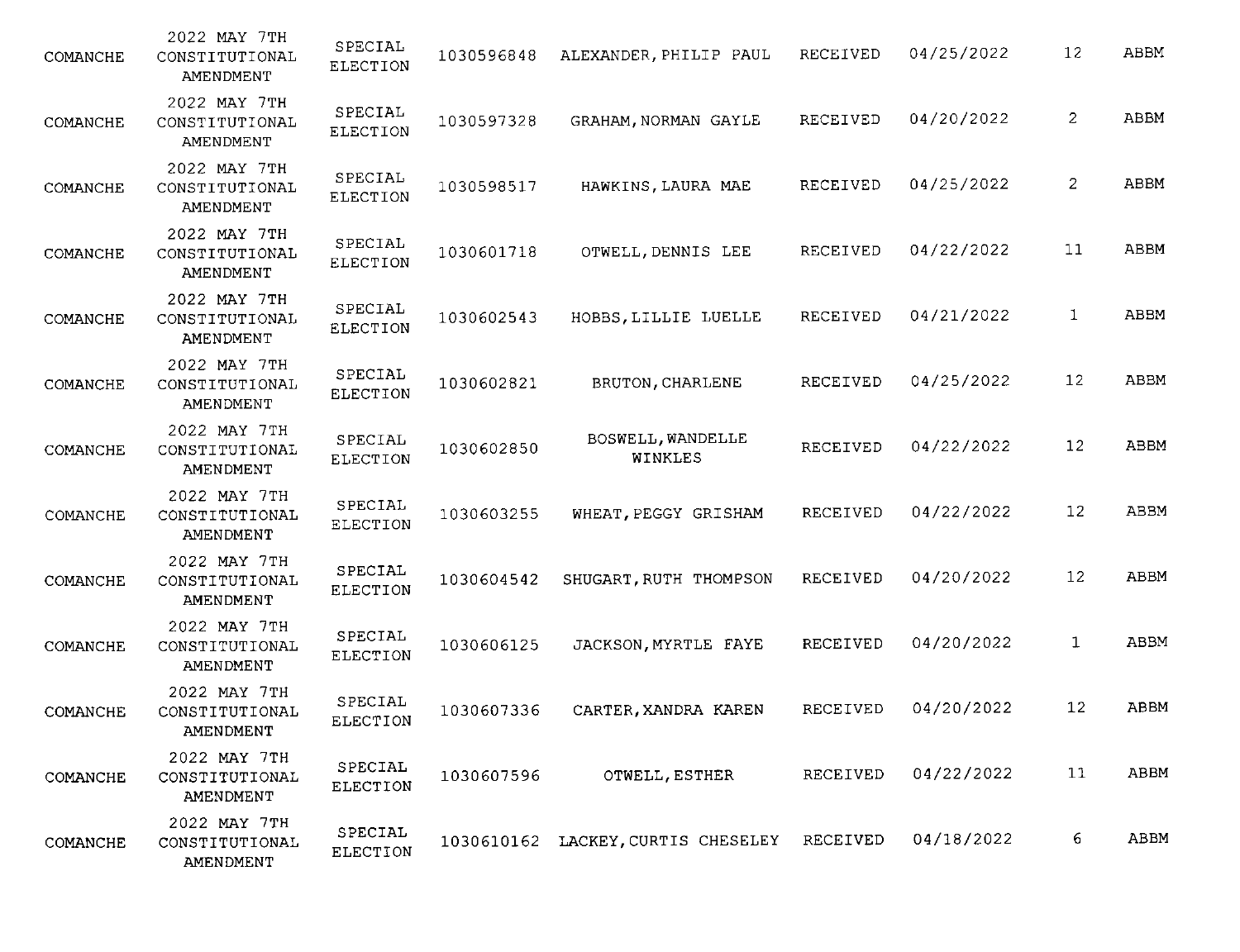| | | | | | | | | |
|---|---|---|---|---|---|---|---|---|
| COMANCHE | 2022 MAY 7TH CONSTITUTIONAL AMENDMENT | SPECIAL ELECTION | 1030596848 | ALEXANDER, PHILIP PAUL | RECEIVED | 04/25/2022 | 12 | ABBM |
| COMANCHE | 2022 MAY 7TH CONSTITUTIONAL AMENDMENT | SPECIAL ELECTION | 1030597328 | GRAHAM, NORMAN GAYLE | RECEIVED | 04/20/2022 | 2 | ABBM |
| COMANCHE | 2022 MAY 7TH CONSTITUTIONAL AMENDMENT | SPECIAL ELECTION | 1030598517 | HAWKINS, LAURA MAE | RECEIVED | 04/25/2022 | 2 | ABBM |
| COMANCHE | 2022 MAY 7TH CONSTITUTIONAL AMENDMENT | SPECIAL ELECTION | 1030601718 | OTWELL, DENNIS LEE | RECEIVED | 04/22/2022 | 11 | ABBM |
| COMANCHE | 2022 MAY 7TH CONSTITUTIONAL AMENDMENT | SPECIAL ELECTION | 1030602543 | HOBBS, LILLIE LUELLE | RECEIVED | 04/21/2022 | 1 | ABBM |
| COMANCHE | 2022 MAY 7TH CONSTITUTIONAL AMENDMENT | SPECIAL ELECTION | 1030602821 | BRUTON, CHARLENE | RECEIVED | 04/25/2022 | 12 | ABBM |
| COMANCHE | 2022 MAY 7TH CONSTITUTIONAL AMENDMENT | SPECIAL ELECTION | 1030602850 | BOSWELL, WANDELLE WINKLES | RECEIVED | 04/22/2022 | 12 | ABBM |
| COMANCHE | 2022 MAY 7TH CONSTITUTIONAL AMENDMENT | SPECIAL ELECTION | 1030603255 | WHEAT, PEGGY GRISHAM | RECEIVED | 04/22/2022 | 12 | ABBM |
| COMANCHE | 2022 MAY 7TH CONSTITUTIONAL AMENDMENT | SPECIAL ELECTION | 1030604542 | SHUGART, RUTH THOMPSON | RECEIVED | 04/20/2022 | 12 | ABBM |
| COMANCHE | 2022 MAY 7TH CONSTITUTIONAL AMENDMENT | SPECIAL ELECTION | 1030606125 | JACKSON, MYRTLE FAYE | RECEIVED | 04/20/2022 | 1 | ABBM |
| COMANCHE | 2022 MAY 7TH CONSTITUTIONAL AMENDMENT | SPECIAL ELECTION | 1030607336 | CARTER, XANDRA KAREN | RECEIVED | 04/20/2022 | 12 | ABBM |
| COMANCHE | 2022 MAY 7TH CONSTITUTIONAL AMENDMENT | SPECIAL ELECTION | 1030607596 | OTWELL, ESTHER | RECEIVED | 04/22/2022 | 11 | ABBM |
| COMANCHE | 2022 MAY 7TH CONSTITUTIONAL AMENDMENT | SPECIAL ELECTION | 1030610162 | LACKEY, CURTIS CHESELEY | RECEIVED | 04/18/2022 | 6 | ABBM |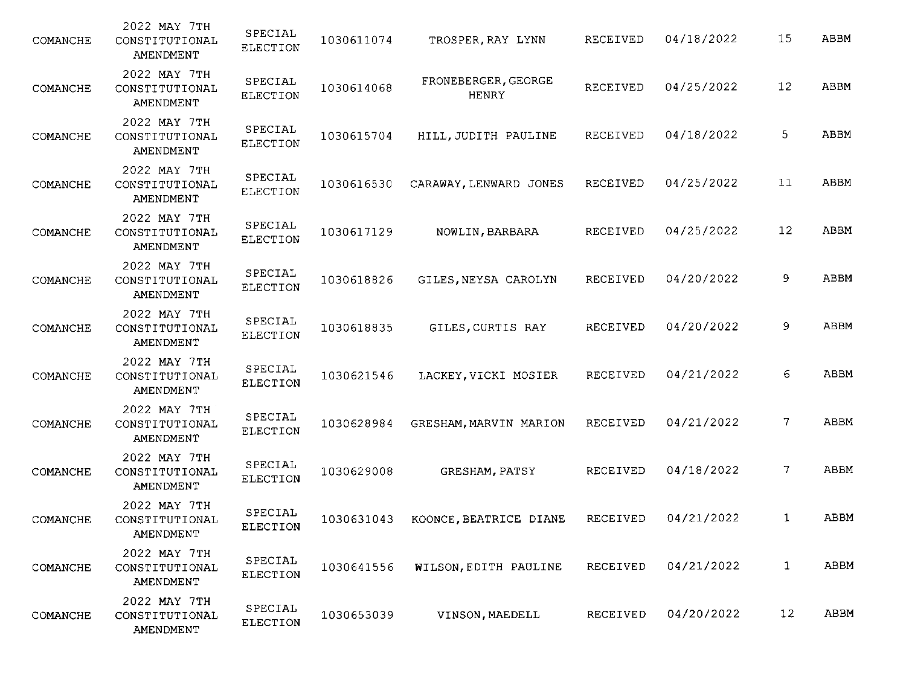| | | | | | | | | |
|---|---|---|---|---|---|---|---|---|
| COMANCHE | 2022 MAY 7TH CONSTITUTIONAL AMENDMENT | SPECIAL ELECTION | 1030611074 | TROSPER,RAY LYNN | RECEIVED | 04/18/2022 | 15 | ABBM |
| COMANCHE | 2022 MAY 7TH CONSTITUTIONAL AMENDMENT | SPECIAL ELECTION | 1030614068 | FRONEBERGER,GEORGE HENRY | RECEIVED | 04/25/2022 | 12 | ABBM |
| COMANCHE | 2022 MAY 7TH CONSTITUTIONAL AMENDMENT | SPECIAL ELECTION | 1030615704 | HILL,JUDITH PAULINE | RECEIVED | 04/18/2022 | 5 | ABBM |
| COMANCHE | 2022 MAY 7TH CONSTITUTIONAL AMENDMENT | SPECIAL ELECTION | 1030616530 | CARAWAY,LENWARD JONES | RECEIVED | 04/25/2022 | 11 | ABBM |
| COMANCHE | 2022 MAY 7TH CONSTITUTIONAL AMENDMENT | SPECIAL ELECTION | 1030617129 | NOWLIN,BARBARA | RECEIVED | 04/25/2022 | 12 | ABBM |
| COMANCHE | 2022 MAY 7TH CONSTITUTIONAL AMENDMENT | SPECIAL ELECTION | 1030618826 | GILES,NEYSA CAROLYN | RECEIVED | 04/20/2022 | 9 | ABBM |
| COMANCHE | 2022 MAY 7TH CONSTITUTIONAL AMENDMENT | SPECIAL ELECTION | 1030618835 | GILES,CURTIS RAY | RECEIVED | 04/20/2022 | 9 | ABBM |
| COMANCHE | 2022 MAY 7TH CONSTITUTIONAL AMENDMENT | SPECIAL ELECTION | 1030621546 | LACKEY,VICKI MOSIER | RECEIVED | 04/21/2022 | 6 | ABBM |
| COMANCHE | 2022 MAY 7TH CONSTITUTIONAL AMENDMENT | SPECIAL ELECTION | 1030628984 | GRESHAM,MARVIN MARION | RECEIVED | 04/21/2022 | 7 | ABBM |
| COMANCHE | 2022 MAY 7TH CONSTITUTIONAL AMENDMENT | SPECIAL ELECTION | 1030629008 | GRESHAM,PATSY | RECEIVED | 04/18/2022 | 7 | ABBM |
| COMANCHE | 2022 MAY 7TH CONSTITUTIONAL AMENDMENT | SPECIAL ELECTION | 1030631043 | KOONCE,BEATRICE DIANE | RECEIVED | 04/21/2022 | 1 | ABBM |
| COMANCHE | 2022 MAY 7TH CONSTITUTIONAL AMENDMENT | SPECIAL ELECTION | 1030641556 | WILSON,EDITH PAULINE | RECEIVED | 04/21/2022 | 1 | ABBM |
| COMANCHE | 2022 MAY 7TH CONSTITUTIONAL AMENDMENT | SPECIAL ELECTION | 1030653039 | VINSON,MAEDELL | RECEIVED | 04/20/2022 | 12 | ABBM |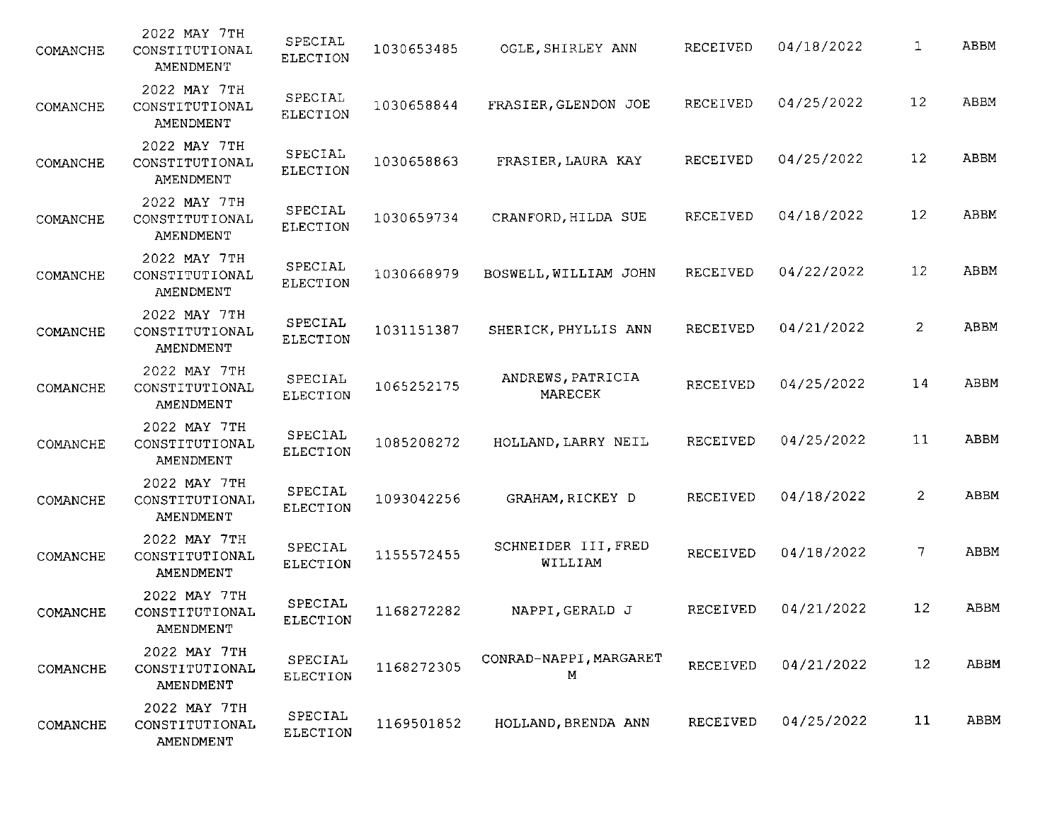| | | | | | | | | |
|---|---|---|---|---|---|---|---|---|
| COMANCHE | 2022 MAY 7TH CONSTITUTIONAL AMENDMENT | SPECIAL ELECTION | 1030653485 | OGLE,SHIRLEY ANN | RECEIVED | 04/18/2022 | 1 | ABBM |
| COMANCHE | 2022 MAY 7TH CONSTITUTIONAL AMENDMENT | SPECIAL ELECTION | 1030658844 | FRASIER,GLENDON JOE | RECEIVED | 04/25/2022 | 12 | ABBM |
| COMANCHE | 2022 MAY 7TH CONSTITUTIONAL AMENDMENT | SPECIAL ELECTION | 1030658863 | FRASIER,LAURA KAY | RECEIVED | 04/25/2022 | 12 | ABBM |
| COMANCHE | 2022 MAY 7TH CONSTITUTIONAL AMENDMENT | SPECIAL ELECTION | 1030659734 | CRANFORD,HILDA SUE | RECEIVED | 04/18/2022 | 12 | ABBM |
| COMANCHE | 2022 MAY 7TH CONSTITUTIONAL AMENDMENT | SPECIAL ELECTION | 1030668979 | BOSWELL,WILLIAM JOHN | RECEIVED | 04/22/2022 | 12 | ABBM |
| COMANCHE | 2022 MAY 7TH CONSTITUTIONAL AMENDMENT | SPECIAL ELECTION | 1031151387 | SHERICK,PHYLLIS ANN | RECEIVED | 04/21/2022 | 2 | ABBM |
| COMANCHE | 2022 MAY 7TH CONSTITUTIONAL AMENDMENT | SPECIAL ELECTION | 1065252175 | ANDREWS,PATRICIA MARECEK | RECEIVED | 04/25/2022 | 14 | ABBM |
| COMANCHE | 2022 MAY 7TH CONSTITUTIONAL AMENDMENT | SPECIAL ELECTION | 1085208272 | HOLLAND,LARRY NEIL | RECEIVED | 04/25/2022 | 11 | ABBM |
| COMANCHE | 2022 MAY 7TH CONSTITUTIONAL AMENDMENT | SPECIAL ELECTION | 1093042256 | GRAHAM,RICKEY D | RECEIVED | 04/18/2022 | 2 | ABBM |
| COMANCHE | 2022 MAY 7TH CONSTITUTIONAL AMENDMENT | SPECIAL ELECTION | 1155572455 | SCHNEIDER III,FRED WILLIAM | RECEIVED | 04/18/2022 | 7 | ABBM |
| COMANCHE | 2022 MAY 7TH CONSTITUTIONAL AMENDMENT | SPECIAL ELECTION | 1168272282 | NAPPI,GERALD J | RECEIVED | 04/21/2022 | 12 | ABBM |
| COMANCHE | 2022 MAY 7TH CONSTITUTIONAL AMENDMENT | SPECIAL ELECTION | 1168272305 | CONRAD-NAPPI,MARGARET M | RECEIVED | 04/21/2022 | 12 | ABBM |
| COMANCHE | 2022 MAY 7TH CONSTITUTIONAL AMENDMENT | SPECIAL ELECTION | 1169501852 | HOLLAND,BRENDA ANN | RECEIVED | 04/25/2022 | 11 | ABBM |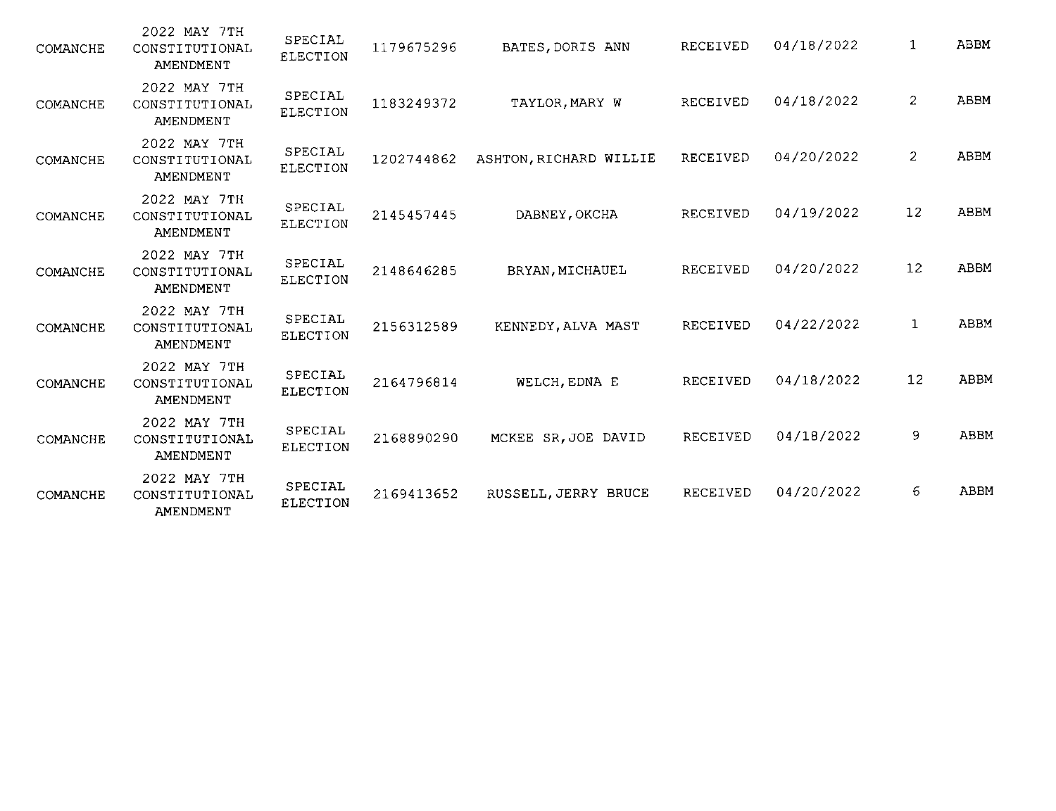| | | | | | | | | |
|---|---|---|---|---|---|---|---|---|
| COMANCHE | 2022 MAY 7TH CONSTITUTIONAL AMENDMENT | SPECIAL ELECTION | 1179675296 | BATES,DORIS ANN | RECEIVED | 04/18/2022 | 1 | ABBM |
| COMANCHE | 2022 MAY 7TH CONSTITUTIONAL AMENDMENT | SPECIAL ELECTION | 1183249372 | TAYLOR,MARY W | RECEIVED | 04/18/2022 | 2 | ABBM |
| COMANCHE | 2022 MAY 7TH CONSTITUTIONAL AMENDMENT | SPECIAL ELECTION | 1202744862 | ASHTON,RICHARD WILLIE | RECEIVED | 04/20/2022 | 2 | ABBM |
| COMANCHE | 2022 MAY 7TH CONSTITUTIONAL AMENDMENT | SPECIAL ELECTION | 2145457445 | DABNEY,OKCHA | RECEIVED | 04/19/2022 | 12 | ABBM |
| COMANCHE | 2022 MAY 7TH CONSTITUTIONAL AMENDMENT | SPECIAL ELECTION | 2148646285 | BRYAN,MICHAUEL | RECEIVED | 04/20/2022 | 12 | ABBM |
| COMANCHE | 2022 MAY 7TH CONSTITUTIONAL AMENDMENT | SPECIAL ELECTION | 2156312589 | KENNEDY,ALVA MAST | RECEIVED | 04/22/2022 | 1 | ABBM |
| COMANCHE | 2022 MAY 7TH CONSTITUTIONAL AMENDMENT | SPECIAL ELECTION | 2164796814 | WELCH,EDNA E | RECEIVED | 04/18/2022 | 12 | ABBM |
| COMANCHE | 2022 MAY 7TH CONSTITUTIONAL AMENDMENT | SPECIAL ELECTION | 2168890290 | MCKEE SR,JOE DAVID | RECEIVED | 04/18/2022 | 9 | ABBM |
| COMANCHE | 2022 MAY 7TH CONSTITUTIONAL AMENDMENT | SPECIAL ELECTION | 2169413652 | RUSSELL,JERRY BRUCE | RECEIVED | 04/20/2022 | 6 | ABBM |